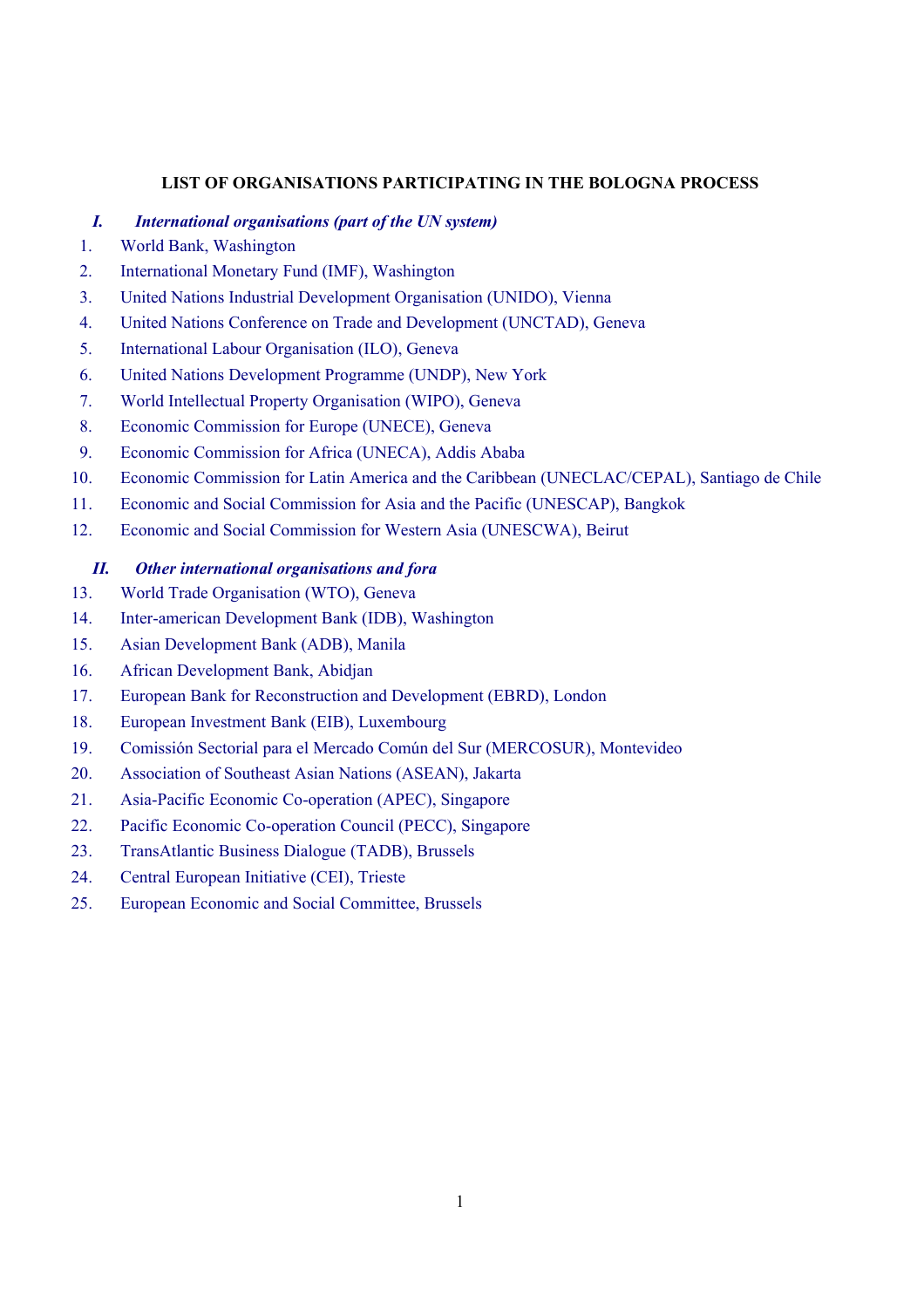# LIST OF ORGANISATIONS PARTICIPATING IN THE BOLOGNA PROCESS

## *I. International organisations (part of the UN system)*

1. World Bank, Washington
2. International Monetary Fund (IMF), Washington
3. United Nations Industrial Development Organisation (UNIDO), Vienna
4. United Nations Conference on Trade and Development (UNCTAD), Geneva
5. International Labour Organisation (ILO), Geneva
6. United Nations Development Programme (UNDP), New York
7. World Intellectual Property Organisation (WIPO), Geneva
8. Economic Commission for Europe (UNECE), Geneva
9. Economic Commission for Africa (UNECA), Addis Ababa
10. Economic Commission for Latin America and the Caribbean (UNECLAC/CEPAL), Santiago de Chile
11. Economic and Social Commission for Asia and the Pacific (UNESCAP), Bangkok
12. Economic and Social Commission for Western Asia (UNESCWA), Beirut

## *II. Other international organisations and fora*

13. World Trade Organisation (WTO), Geneva
14. Inter-american Development Bank (IDB), Washington
15. Asian Development Bank (ADB), Manila
16. African Development Bank, Abidjan
17. European Bank for Reconstruction and Development (EBRD), London
18. European Investment Bank (EIB), Luxembourg
19. Comissión Sectorial para el Mercado Común del Sur (MERCOSUR), Montevideo
20. Association of Southeast Asian Nations (ASEAN), Jakarta
21. Asia-Pacific Economic Co-operation (APEC), Singapore
22. Pacific Economic Co-operation Council (PECC), Singapore
23. TransAtlantic Business Dialogue (TADB), Brussels
24. Central European Initiative (CEI), Trieste
25. European Economic and Social Committee, Brussels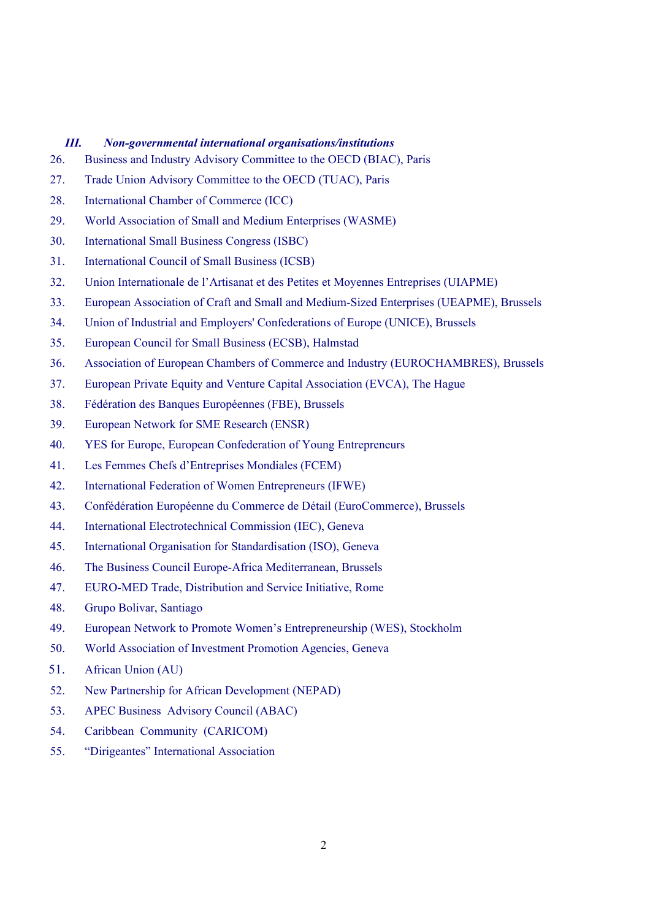### *III. Non-governmental international organisations/institutions*

26. Business and Industry Advisory Committee to the OECD (BIAC), Paris
27. Trade Union Advisory Committee to the OECD (TUAC), Paris
28. International Chamber of Commerce (ICC)
29. World Association of Small and Medium Enterprises (WASME)
30. International Small Business Congress (ISBC)
31. International Council of Small Business (ICSB)
32. Union Internationale de l'Artisanat et des Petites et Moyennes Entreprises (UIAPME)
33. European Association of Craft and Small and Medium-Sized Enterprises (UEAPME), Brussels
34. Union of Industrial and Employers' Confederations of Europe (UNICE), Brussels
35. European Council for Small Business (ECSB), Halmstad
36. Association of European Chambers of Commerce and Industry (EUROCHAMBRES), Brussels
37. European Private Equity and Venture Capital Association (EVCA), The Hague
38. Fédération des Banques Européennes (FBE), Brussels
39. European Network for SME Research (ENSR)
40. YES for Europe, European Confederation of Young Entrepreneurs
41. Les Femmes Chefs d'Entreprises Mondiales (FCEM)
42. International Federation of Women Entrepreneurs (IFWE)
43. Confédération Européenne du Commerce de Détail (EuroCommerce), Brussels
44. International Electrotechnical Commission (IEC), Geneva
45. International Organisation for Standardisation (ISO), Geneva
46. The Business Council Europe-Africa Mediterranean, Brussels
47. EURO-MED Trade, Distribution and Service Initiative, Rome
48. Grupo Bolivar, Santiago
49. European Network to Promote Women's Entrepreneurship (WES), Stockholm
50. World Association of Investment Promotion Agencies, Geneva
51. African Union (AU)
52. New Partnership for African Development (NEPAD)
53. APEC Business Advisory Council (ABAC)
54. Caribbean Community (CARICOM)
55. "Dirigeantes" International Association